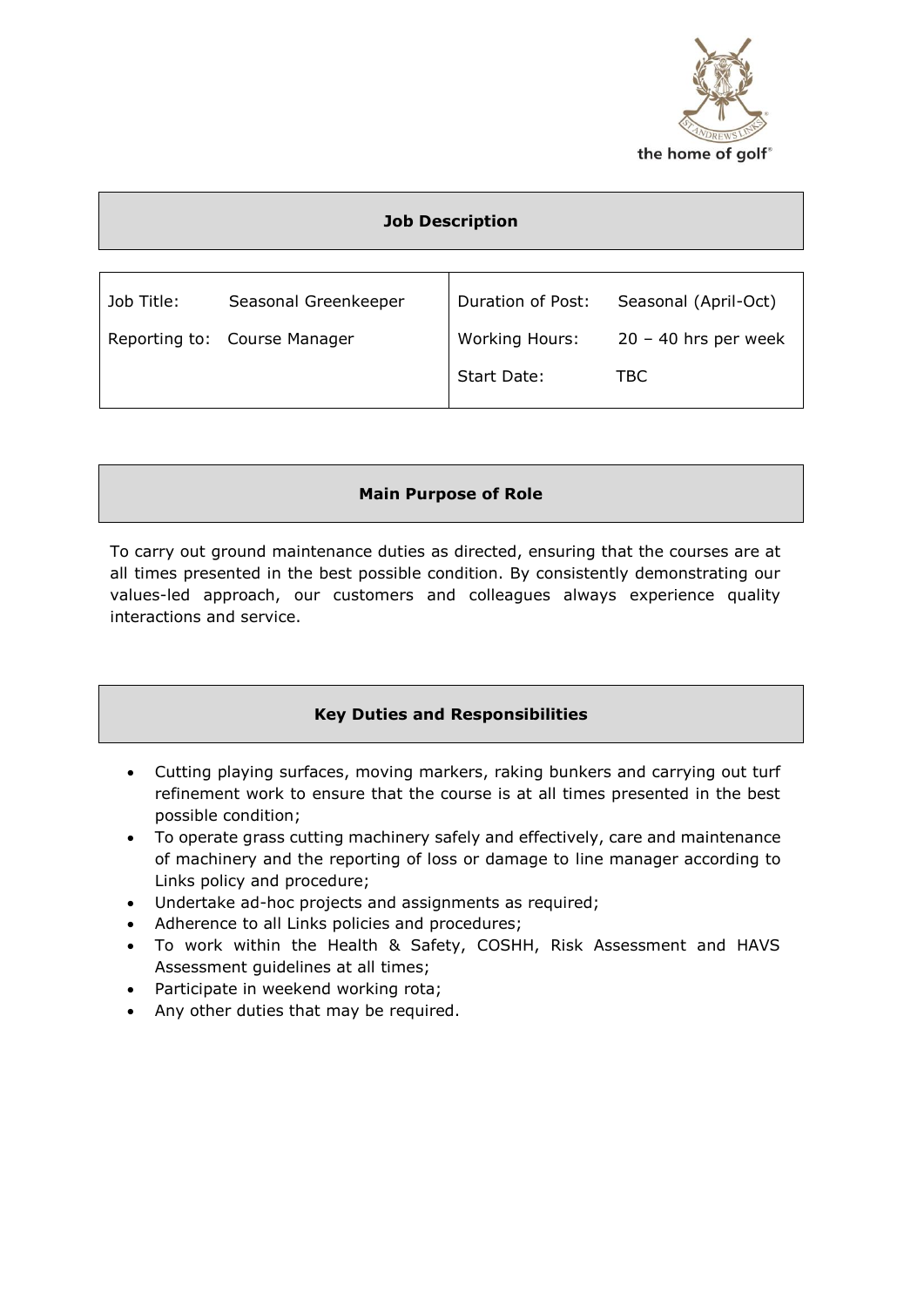the home of golf®

## Job Description

| Job Title: | Seasonal Greenkeeper | Duration of Post: | Seasonal (April-Oct) |
| --- | --- | --- | --- |
| Reporting to: | Course Manager | Working Hours: | 20 – 40 hrs per week |
| | | Start Date: | TBC |

## Main Purpose of Role

To carry out ground maintenance duties as directed, ensuring that the courses are at all times presented in the best possible condition. By consistently demonstrating our values-led approach, our customers and colleagues always experience quality interactions and service.

## Key Duties and Responsibilities

- Cutting playing surfaces, moving markers, raking bunkers and carrying out turf refinement work to ensure that the course is at all times presented in the best possible condition;
- To operate grass cutting machinery safely and effectively, care and maintenance of machinery and the reporting of loss or damage to line manager according to Links policy and procedure;
- Undertake ad-hoc projects and assignments as required;
- Adherence to all Links policies and procedures;
- To work within the Health & Safety, COSHH, Risk Assessment and HAVS Assessment guidelines at all times;
- Participate in weekend working rota;
- Any other duties that may be required.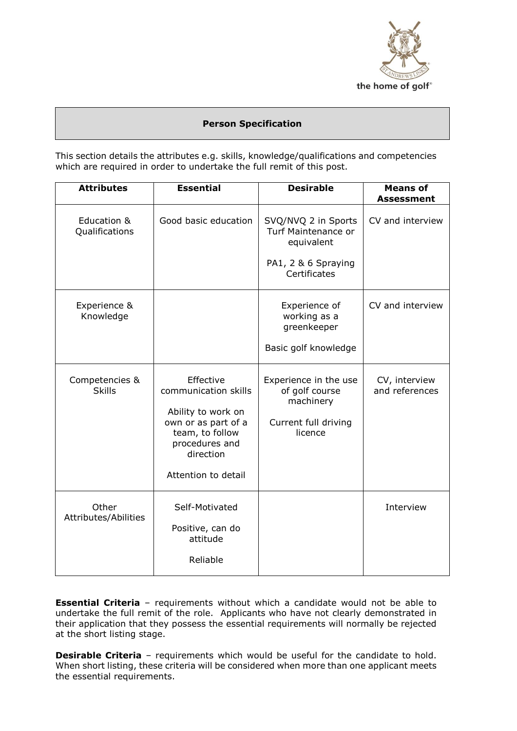## Person Specification

This section details the attributes e.g. skills, knowledge/qualifications and competencies which are required in order to undertake the full remit of this post.

| Attributes | Essential | Desirable | Means of Assessment |
|---|---|---|---|
| Education & Qualifications | Good basic education | SVQ/NVQ 2 in Sports Turf Maintenance or equivalent<br><br>PA1, 2 & 6 Spraying Certificates | CV and interview |
| Experience & Knowledge | | Experience of working as a greenkeeper<br><br>Basic golf knowledge | CV and interview |
| Competencies & Skills | Effective communication skills<br><br>Ability to work on own or as part of a team, to follow procedures and direction<br><br>Attention to detail | Experience in the use of golf course machinery<br><br>Current full driving licence | CV, interview and references |
| Other Attributes/Abilities | Self-Motivated<br><br>Positive, can do attitude<br><br>Reliable | | Interview |

**Essential Criteria** – requirements without which a candidate would not be able to undertake the full remit of the role. Applicants who have not clearly demonstrated in their application that they possess the essential requirements will normally be rejected at the short listing stage.

**Desirable Criteria** – requirements which would be useful for the candidate to hold. When short listing, these criteria will be considered when more than one applicant meets the essential requirements.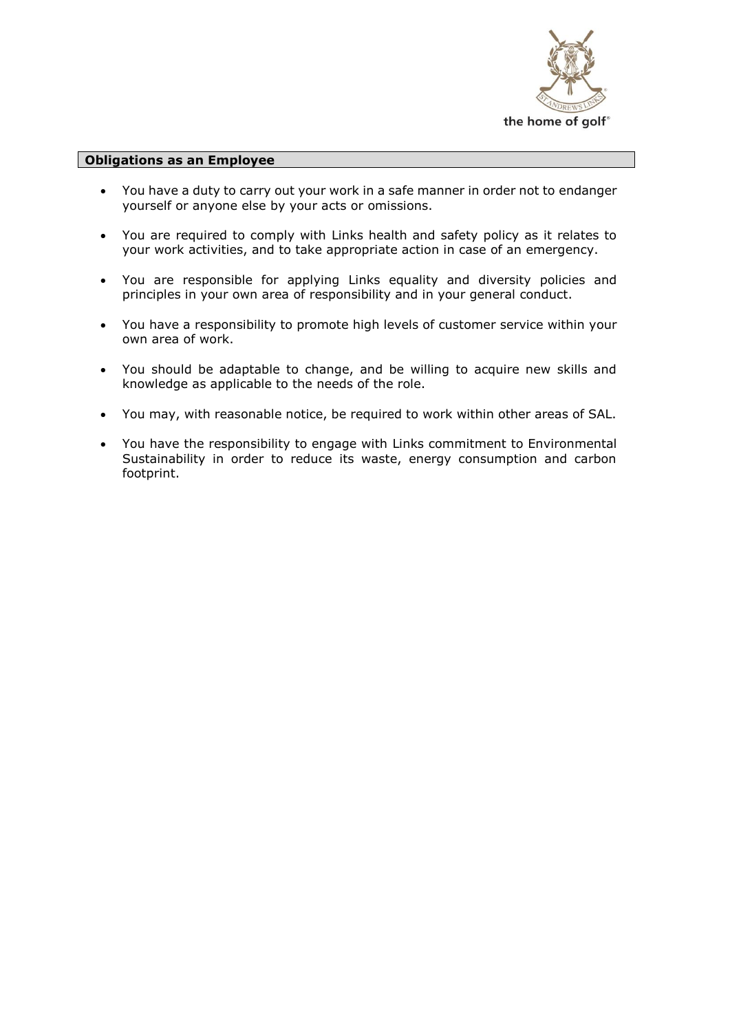## Obligations as an Employee

- You have a duty to carry out your work in a safe manner in order not to endanger yourself or anyone else by your acts or omissions.
- You are required to comply with Links health and safety policy as it relates to your work activities, and to take appropriate action in case of an emergency.
- You are responsible for applying Links equality and diversity policies and principles in your own area of responsibility and in your general conduct.
- You have a responsibility to promote high levels of customer service within your own area of work.
- You should be adaptable to change, and be willing to acquire new skills and knowledge as applicable to the needs of the role.
- You may, with reasonable notice, be required to work within other areas of SAL.
- You have the responsibility to engage with Links commitment to Environmental Sustainability in order to reduce its waste, energy consumption and carbon footprint.